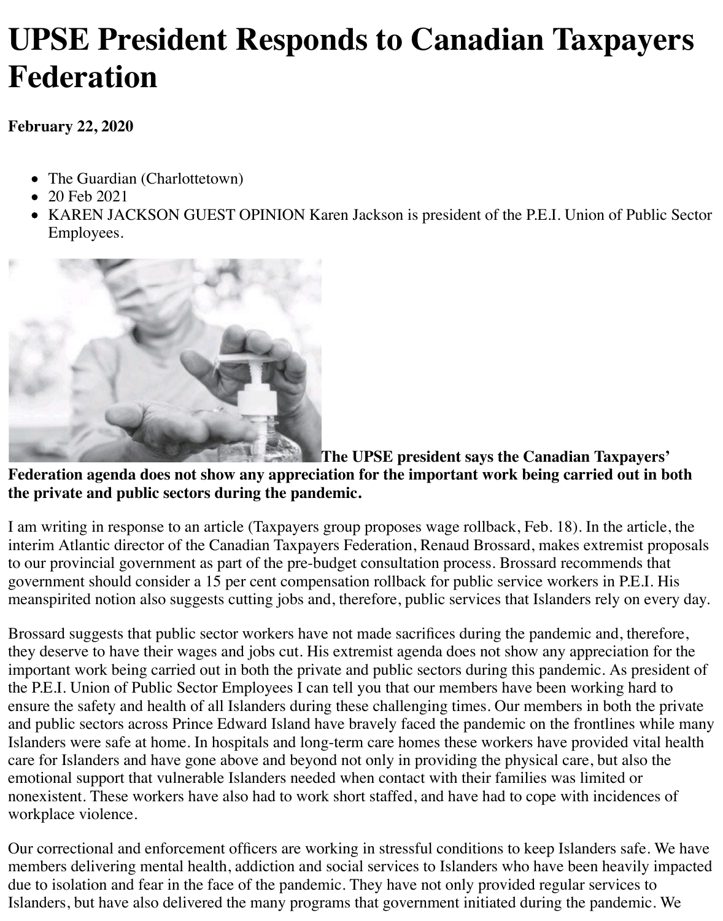# UPSE President Responds to Canadian Taxpayers Federation

**February 22, 2020**

- The Guardian (Charlottetown)
- 20 Feb 2021
- KAREN JACKSON GUEST OPINION Karen Jackson is president of the P.E.I. Union of Public Sector Employees.

**The UPSE president says the Canadian Taxpayers' Federation agenda does not show any appreciation for the important work being carried out in both the private and public sectors during the pandemic.**

I am writing in response to an article (Taxpayers group proposes wage rollback, Feb. 18). In the article, the interim Atlantic director of the Canadian Taxpayers Federation, Renaud Brossard, makes extremist proposals to our provincial government as part of the pre-budget consultation process. Brossard recommends that government should consider a 15 per cent compensation rollback for public service workers in P.E.I. His meanspirited notion also suggests cutting jobs and, therefore, public services that Islanders rely on every day.

Brossard suggests that public sector workers have not made sacrifices during the pandemic and, therefore, they deserve to have their wages and jobs cut. His extremist agenda does not show any appreciation for the important work being carried out in both the private and public sectors during this pandemic. As president of the P.E.I. Union of Public Sector Employees I can tell you that our members have been working hard to ensure the safety and health of all Islanders during these challenging times. Our members in both the private and public sectors across Prince Edward Island have bravely faced the pandemic on the frontlines while many Islanders were safe at home. In hospitals and long-term care homes these workers have provided vital health care for Islanders and have gone above and beyond not only in providing the physical care, but also the emotional support that vulnerable Islanders needed when contact with their families was limited or nonexistent. These workers have also had to work short staffed, and have had to cope with incidences of workplace violence.

Our correctional and enforcement officers are working in stressful conditions to keep Islanders safe. We have members delivering mental health, addiction and social services to Islanders who have been heavily impacted due to isolation and fear in the face of the pandemic. They have not only provided regular services to Islanders, but have also delivered the many programs that government initiated during the pandemic. We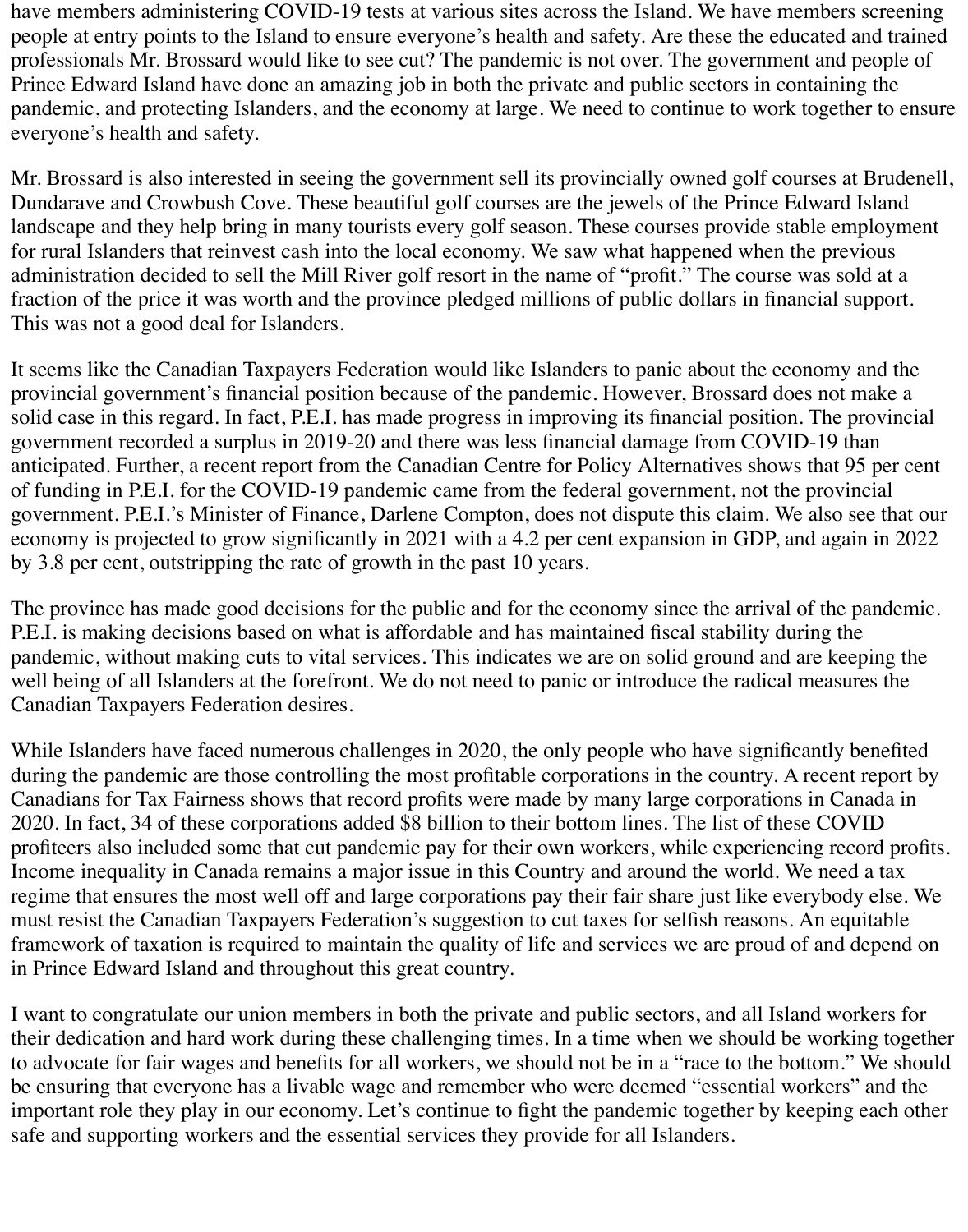have members administering COVID-19 tests at various sites across the Island. We have members screening people at entry points to the Island to ensure everyone's health and safety. Are these the educated and trained professionals Mr. Brossard would like to see cut? The pandemic is not over. The government and people of Prince Edward Island have done an amazing job in both the private and public sectors in containing the pandemic, and protecting Islanders, and the economy at large. We need to continue to work together to ensure everyone's health and safety.

Mr. Brossard is also interested in seeing the government sell its provincially owned golf courses at Brudenell, Dundarave and Crowbush Cove. These beautiful golf courses are the jewels of the Prince Edward Island landscape and they help bring in many tourists every golf season. These courses provide stable employment for rural Islanders that reinvest cash into the local economy. We saw what happened when the previous administration decided to sell the Mill River golf resort in the name of "profit." The course was sold at a fraction of the price it was worth and the province pledged millions of public dollars in financial support. This was not a good deal for Islanders.

It seems like the Canadian Taxpayers Federation would like Islanders to panic about the economy and the provincial government's financial position because of the pandemic. However, Brossard does not make a solid case in this regard. In fact, P.E.I. has made progress in improving its financial position. The provincial government recorded a surplus in 2019-20 and there was less financial damage from COVID-19 than anticipated. Further, a recent report from the Canadian Centre for Policy Alternatives shows that 95 per cent of funding in P.E.I. for the COVID-19 pandemic came from the federal government, not the provincial government. P.E.I.'s Minister of Finance, Darlene Compton, does not dispute this claim. We also see that our economy is projected to grow significantly in 2021 with a 4.2 per cent expansion in GDP, and again in 2022 by 3.8 per cent, outstripping the rate of growth in the past 10 years.

The province has made good decisions for the public and for the economy since the arrival of the pandemic. P.E.I. is making decisions based on what is affordable and has maintained fiscal stability during the pandemic, without making cuts to vital services. This indicates we are on solid ground and are keeping the well being of all Islanders at the forefront. We do not need to panic or introduce the radical measures the Canadian Taxpayers Federation desires.

While Islanders have faced numerous challenges in 2020, the only people who have significantly benefited during the pandemic are those controlling the most profitable corporations in the country. A recent report by Canadians for Tax Fairness shows that record profits were made by many large corporations in Canada in 2020. In fact, 34 of these corporations added $8 billion to their bottom lines. The list of these COVID profiteers also included some that cut pandemic pay for their own workers, while experiencing record profits. Income inequality in Canada remains a major issue in this Country and around the world. We need a tax regime that ensures the most well off and large corporations pay their fair share just like everybody else. We must resist the Canadian Taxpayers Federation's suggestion to cut taxes for selfish reasons. An equitable framework of taxation is required to maintain the quality of life and services we are proud of and depend on in Prince Edward Island and throughout this great country.

I want to congratulate our union members in both the private and public sectors, and all Island workers for their dedication and hard work during these challenging times. In a time when we should be working together to advocate for fair wages and benefits for all workers, we should not be in a "race to the bottom." We should be ensuring that everyone has a livable wage and remember who were deemed "essential workers" and the important role they play in our economy. Let's continue to fight the pandemic together by keeping each other safe and supporting workers and the essential services they provide for all Islanders.